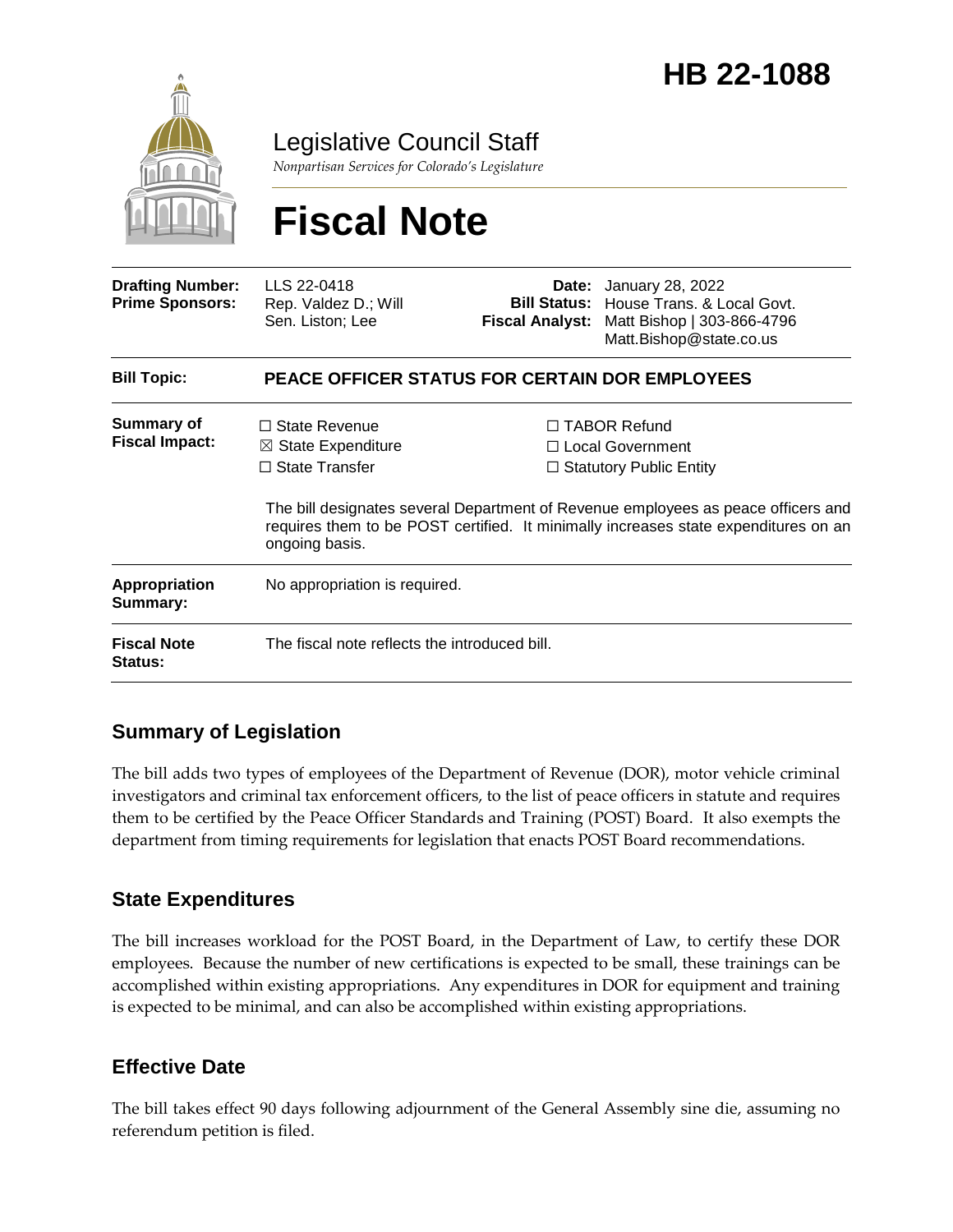# HB 22-1088

Legislative Council Staff

*Nonpartisan Services for Colorado's Legislature*

# Fiscal Note

| | | | |
|---|---|---|---|
| **Drafting Number:** | LLS 22-0418 | **Date:** | January 28, 2022 |
| **Prime Sponsors:** | Rep. Valdez D.; Will<br>Sen. Liston; Lee | **Bill Status:** | House Trans. & Local Govt. |
| | | **Fiscal Analyst:** | Matt Bishop \| 303-866-4796<br>Matt.Bishop@state.co.us |

| | |
|---|---|
| **Bill Topic:** | **PEACE OFFICER STATUS FOR CERTAIN DOR EMPLOYEES** |
| **Summary of Fiscal Impact:** | ☐ State Revenue ☒ State Expenditure ☐ State Transfer ☐ TABOR Refund ☐ Local Government ☐ Statutory Public Entity<br><br>The bill designates several Department of Revenue employees as peace officers and requires them to be POST certified. It minimally increases state expenditures on an ongoing basis. |
| **Appropriation Summary:** | No appropriation is required. |
| **Fiscal Note Status:** | The fiscal note reflects the introduced bill. |

## Summary of Legislation

The bill adds two types of employees of the Department of Revenue (DOR), motor vehicle criminal investigators and criminal tax enforcement officers, to the list of peace officers in statute and requires them to be certified by the Peace Officer Standards and Training (POST) Board. It also exempts the department from timing requirements for legislation that enacts POST Board recommendations.

## State Expenditures

The bill increases workload for the POST Board, in the Department of Law, to certify these DOR employees. Because the number of new certifications is expected to be small, these trainings can be accomplished within existing appropriations. Any expenditures in DOR for equipment and training is expected to be minimal, and can also be accomplished within existing appropriations.

## Effective Date

The bill takes effect 90 days following adjournment of the General Assembly sine die, assuming no referendum petition is filed.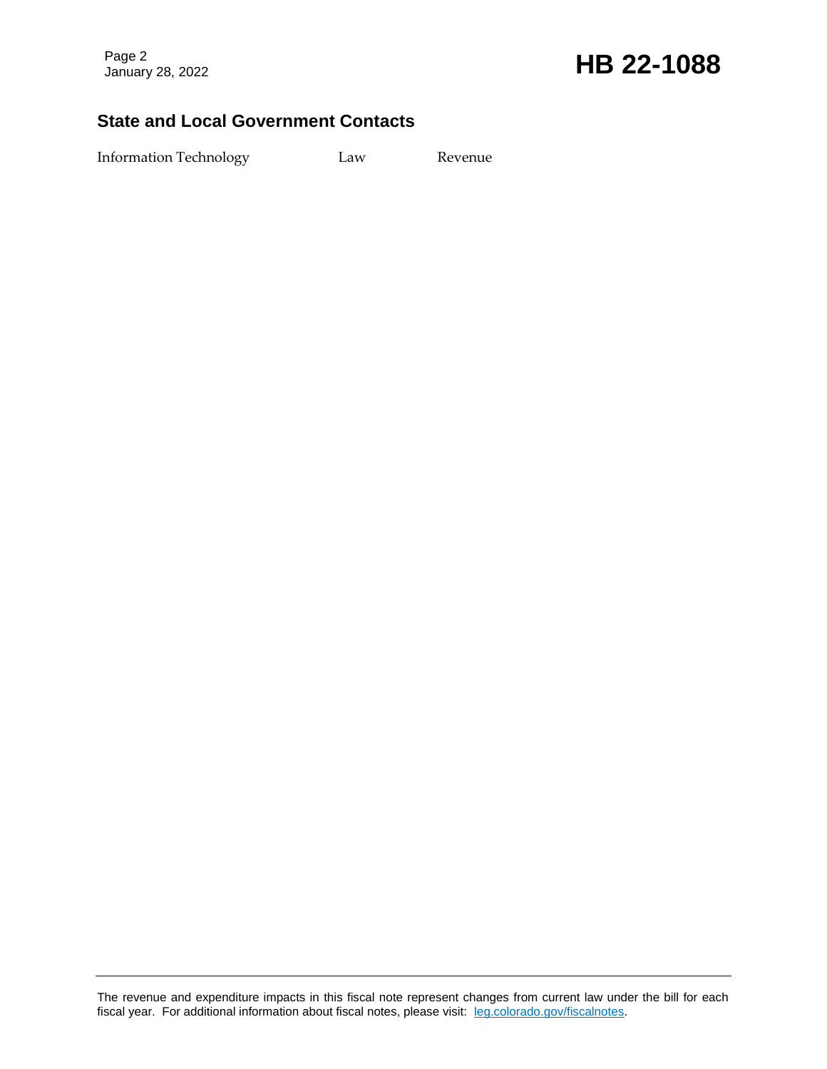## State and Local Government Contacts

Information Technology Law Revenue

The revenue and expenditure impacts in this fiscal note represent changes from current law under the bill for each fiscal year. For additional information about fiscal notes, please visit: leg.colorado.gov/fiscalnotes.